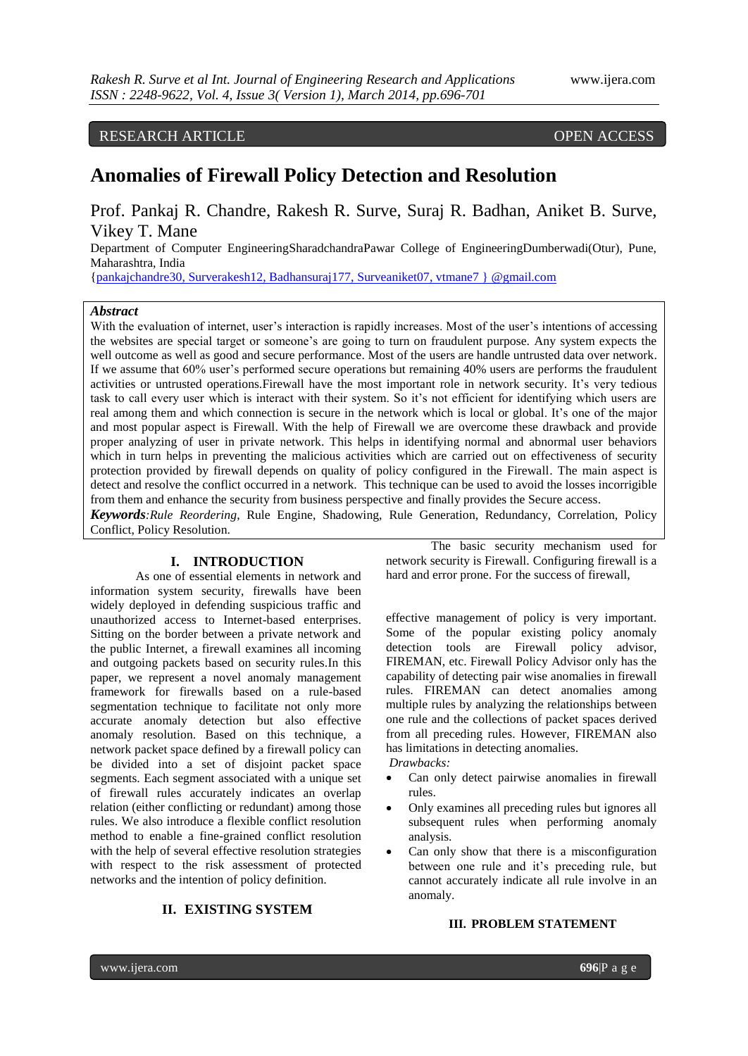RESEARCH ARTICLE OPEN ACCESS

# Anomalies of Firewall Policy Detection and Resolution

Prof. Pankaj R. Chandre, Rakesh R. Surve, Suraj R. Badhan, Aniket B. Surve, Vikey T. Mane

Department of Computer EngineeringSharadchandraPawar College of EngineeringDumberwadi(Otur), Pune, Maharashtra, India

{pankajchandre30, Surverakesh12, Badhansuraj177, Surveaniket07, vtmane7 } @gmail.com

***Abstract***

With the evaluation of internet, user's interaction is rapidly increases. Most of the user's intentions of accessing the websites are special target or someone's are going to turn on fraudulent purpose. Any system expects the well outcome as well as good and secure performance. Most of the users are handle untrusted data over network. If we assume that 60% user's performed secure operations but remaining 40% users are performs the fraudulent activities or untrusted operations.Firewall have the most important role in network security. It's very tedious task to call every user which is interact with their system. So it's not efficient for identifying which users are real among them and which connection is secure in the network which is local or global. It's one of the major and most popular aspect is Firewall. With the help of Firewall we are overcome these drawback and provide proper analyzing of user in private network. This helps in identifying normal and abnormal user behaviors which in turn helps in preventing the malicious activities which are carried out on effectiveness of security protection provided by firewall depends on quality of policy configured in the Firewall. The main aspect is detect and resolve the conflict occurred in a network. This technique can be used to avoid the losses incorrigible from them and enhance the security from business perspective and finally provides the Secure access.

***Keywords****:Rule Reordering*, Rule Engine, Shadowing, Rule Generation, Redundancy, Correlation, Policy Conflict, Policy Resolution.

## I. INTRODUCTION

As one of essential elements in network and information system security, firewalls have been widely deployed in defending suspicious traffic and unauthorized access to Internet-based enterprises. Sitting on the border between a private network and the public Internet, a firewall examines all incoming and outgoing packets based on security rules.In this paper, we represent a novel anomaly management framework for firewalls based on a rule-based segmentation technique to facilitate not only more accurate anomaly detection but also effective anomaly resolution. Based on this technique, a network packet space defined by a firewall policy can be divided into a set of disjoint packet space segments. Each segment associated with a unique set of firewall rules accurately indicates an overlap relation (either conflicting or redundant) among those rules. We also introduce a flexible conflict resolution method to enable a fine-grained conflict resolution with the help of several effective resolution strategies with respect to the risk assessment of protected networks and the intention of policy definition.

## II. EXISTING SYSTEM

The basic security mechanism used for network security is Firewall. Configuring firewall is a hard and error prone. For the success of firewall, effective management of policy is very important. Some of the popular existing policy anomaly detection tools are Firewall policy advisor, FIREMAN, etc. Firewall Policy Advisor only has the capability of detecting pair wise anomalies in firewall rules. FIREMAN can detect anomalies among multiple rules by analyzing the relationships between one rule and the collections of packet spaces derived from all preceding rules. However, FIREMAN also has limitations in detecting anomalies.

*Drawbacks:*

- Can only detect pairwise anomalies in firewall rules.
- Only examines all preceding rules but ignores all subsequent rules when performing anomaly analysis.
- Can only show that there is a misconfiguration between one rule and it's preceding rule, but cannot accurately indicate all rule involve in an anomaly.

## III. PROBLEM STATEMENT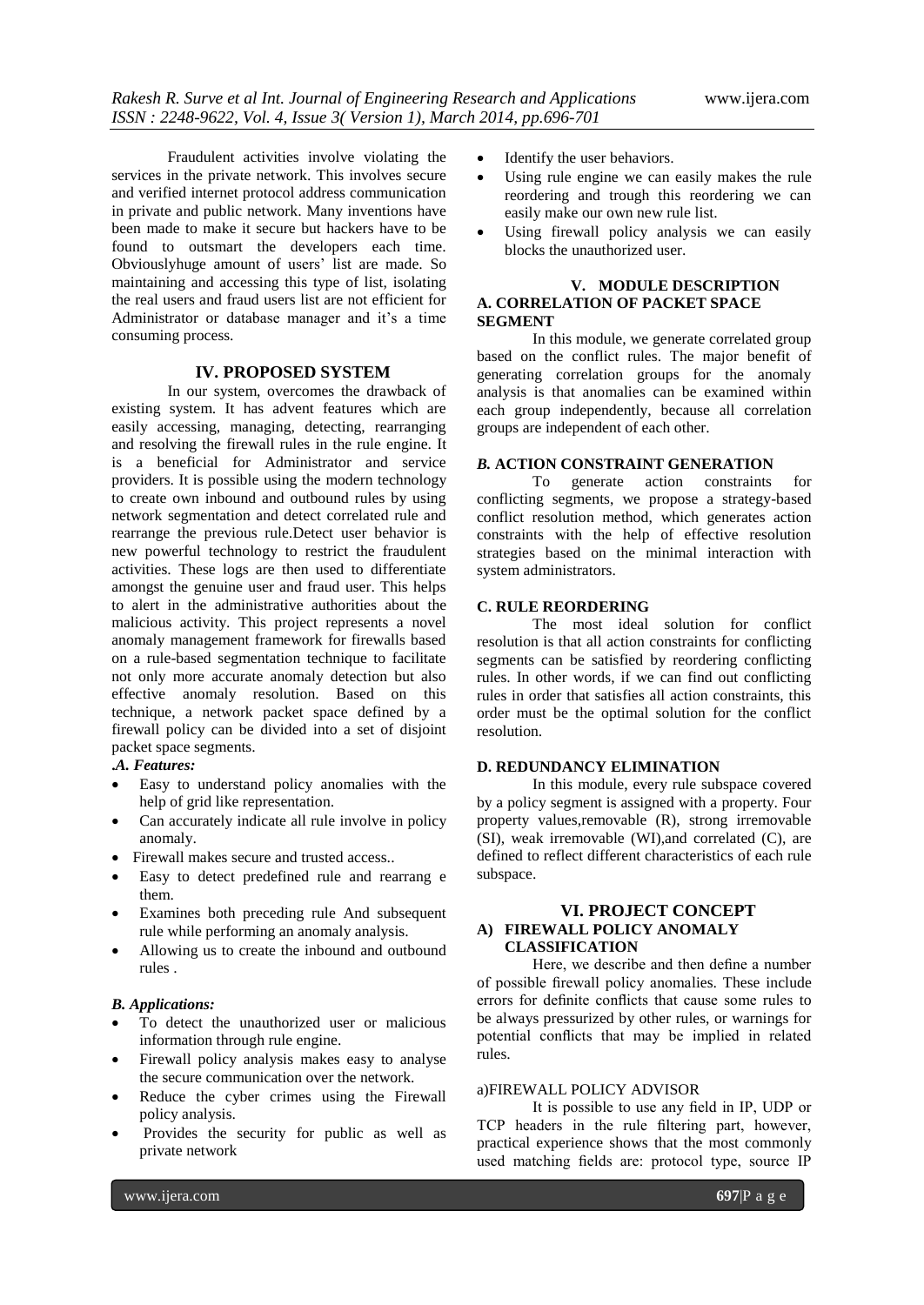Fraudulent activities involve violating the services in the private network. This involves secure and verified internet protocol address communication in private and public network. Many inventions have been made to make it secure but hackers have to be found to outsmart the developers each time. Obviouslyhuge amount of users' list are made. So maintaining and accessing this type of list, isolating the real users and fraud users list are not efficient for Administrator or database manager and it's a time consuming process.

## IV. PROPOSED SYSTEM

In our system, overcomes the drawback of existing system. It has advent features which are easily accessing, managing, detecting, rearranging and resolving the firewall rules in the rule engine. It is a beneficial for Administrator and service providers. It is possible using the modern technology to create own inbound and outbound rules by using network segmentation and detect correlated rule and rearrange the previous rule.Detect user behavior is new powerful technology to restrict the fraudulent activities. These logs are then used to differentiate amongst the genuine user and fraud user. This helps to alert in the administrative authorities about the malicious activity. This project represents a novel anomaly management framework for firewalls based on a rule-based segmentation technique to facilitate not only more accurate anomaly detection but also effective anomaly resolution. Based on this technique, a network packet space defined by a firewall policy can be divided into a set of disjoint packet space segments.

### .A. Features:

- Easy to understand policy anomalies with the help of grid like representation.
- Can accurately indicate all rule involve in policy anomaly.
- Firewall makes secure and trusted access..
- Easy to detect predefined rule and rearrang e them.
- Examines both preceding rule And subsequent rule while performing an anomaly analysis.
- Allowing us to create the inbound and outbound rules .

### B. Applications:

- To detect the unauthorized user or malicious information through rule engine.
- Firewall policy analysis makes easy to analyse the secure communication over the network.
- Reduce the cyber crimes using the Firewall policy analysis.
- Provides the security for public as well as private network
- Identify the user behaviors.
- Using rule engine we can easily makes the rule reordering and trough this reordering we can easily make our own new rule list.
- Using firewall policy analysis we can easily blocks the unauthorized user.

## V. MODULE DESCRIPTION

### A. CORRELATION OF PACKET SPACE SEGMENT

In this module, we generate correlated group based on the conflict rules. The major benefit of generating correlation groups for the anomaly analysis is that anomalies can be examined within each group independently, because all correlation groups are independent of each other.

### B. ACTION CONSTRAINT GENERATION

To generate action constraints for conflicting segments, we propose a strategy-based conflict resolution method, which generates action constraints with the help of effective resolution strategies based on the minimal interaction with system administrators.

### C. RULE REORDERING

The most ideal solution for conflict resolution is that all action constraints for conflicting segments can be satisfied by reordering conflicting rules. In other words, if we can find out conflicting rules in order that satisfies all action constraints, this order must be the optimal solution for the conflict resolution.

### D. REDUNDANCY ELIMINATION

In this module, every rule subspace covered by a policy segment is assigned with a property. Four property values,removable (R), strong irremovable (SI), weak irremovable (WI),and correlated (C), are defined to reflect different characteristics of each rule subspace.

## VI. PROJECT CONCEPT

### A) FIREWALL POLICY ANOMALY CLASSIFICATION

Here, we describe and then define a number of possible firewall policy anomalies. These include errors for definite conflicts that cause some rules to be always pressurized by other rules, or warnings for potential conflicts that may be implied in related rules.

#### a)FIREWALL POLICY ADVISOR

It is possible to use any field in IP, UDP or TCP headers in the rule filtering part, however, practical experience shows that the most commonly used matching fields are: protocol type, source IP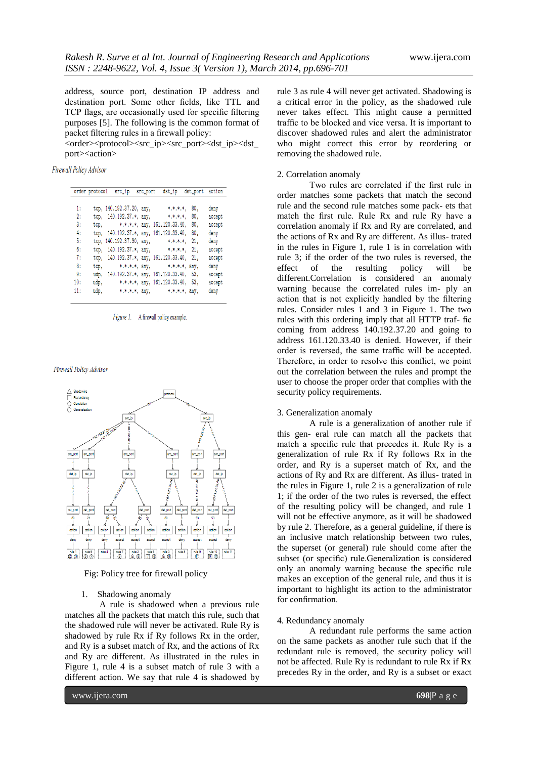address, source port, destination IP address and destination port. Some other fields, like TTL and TCP flags, are occasionally used for specific filtering purposes [5]. The following is the common format of packet filtering rules in a firewall policy:

<order><protocol><src_ip><src_port><dst_ip><dst_port><action>

*Firewall Policy Advisor*

| order | protocol | src_ip | src_port | dst_ip | dst_port | action |
|---|---|---|---|---|---|---|
| 1: | tcp, | 140.192.37.20, | any, | *.*.*.*, | 80, | deny |
| 2: | tcp, | 140.192.37.*, | any, | *.*.*.*, | 80, | accept |
| 3: | tcp, | *.*.*.*, | any, | 161.120.33.40, | 80, | accept |
| 4: | tcp, | 140.192.37.*, | any, | 161.120.33.40, | 80, | deny |
| 5: | tcp, | 140.192.37.30, | any, | *.*.*.*, | 21, | deny |
| 6: | tcp, | 140.192.37.*, | any, | *.*.*.*, | 21, | accept |
| 7: | tcp, | 140.192.37.*, | any, | 161.120.33.40, | 21, | accept |
| 8: | tcp, | *.*.*.*, | any, | *.*.*.*, | any, | deny |
| 9: | udp, | 140.192.37.*, | any, | 161.120.33.40, | 53, | accept |
| 10: | udp, | *.*.*.*, | any, | 161.120.33.40, | 53, | accept |
| 11: | udp, | *.*.*.*, | any, | *.*.*.*, | any, | deny |

*Figure 1. A firewall policy example.*

*Firewall Policy Advisor*

Fig: Policy tree for firewall policy

1. Shadowing anomaly

A rule is shadowed when a previous rule matches all the packets that match this rule, such that the shadowed rule will never be activated. Rule Ry is shadowed by rule Rx if Ry follows Rx in the order, and Ry is a subset match of Rx, and the actions of Rx and Ry are different. As illustrated in the rules in Figure 1, rule 4 is a subset match of rule 3 with a different action. We say that rule 4 is shadowed by rule 3 as rule 4 will never get activated. Shadowing is a critical error in the policy, as the shadowed rule never takes effect. This might cause a permitted traffic to be blocked and vice versa. It is important to discover shadowed rules and alert the administrator who might correct this error by reordering or removing the shadowed rule.

2. Correlation anomaly

Two rules are correlated if the first rule in order matches some packets that match the second rule and the second rule matches some pack- ets that match the first rule. Rule Rx and rule Ry have a correlation anomaly if Rx and Ry are correlated, and the actions of Rx and Ry are different. As illus- trated in the rules in Figure 1, rule 1 is in correlation with rule 3; if the order of the two rules is reversed, the effect of the resulting policy will be different.Correlation is considered an anomaly warning because the correlated rules im- ply an action that is not explicitly handled by the filtering rules. Consider rules 1 and 3 in Figure 1. The two rules with this ordering imply that all HTTP traf- fic coming from address 140.192.37.20 and going to address 161.120.33.40 is denied. However, if their order is reversed, the same traffic will be accepted. Therefore, in order to resolve this conflict, we point out the correlation between the rules and prompt the user to choose the proper order that complies with the security policy requirements.

3. Generalization anomaly

A rule is a generalization of another rule if this gen- eral rule can match all the packets that match a specific rule that precedes it. Rule Ry is a generalization of rule Rx if Ry follows Rx in the order, and Ry is a superset match of Rx, and the actions of Ry and Rx are different. As illus- trated in the rules in Figure 1, rule 2 is a generalization of rule 1; if the order of the two rules is reversed, the effect of the resulting policy will be changed, and rule 1 will not be effective anymore, as it will be shadowed by rule 2. Therefore, as a general guideline, if there is an inclusive match relationship between two rules, the superset (or general) rule should come after the subset (or specific) rule.Generalization is considered only an anomaly warning because the specific rule makes an exception of the general rule, and thus it is important to highlight its action to the administrator for confirmation.

4. Redundancy anomaly

A redundant rule performs the same action on the same packets as another rule such that if the redundant rule is removed, the security policy will not be affected. Rule Ry is redundant to rule Rx if Rx precedes Ry in the order, and Ry is a subset or exact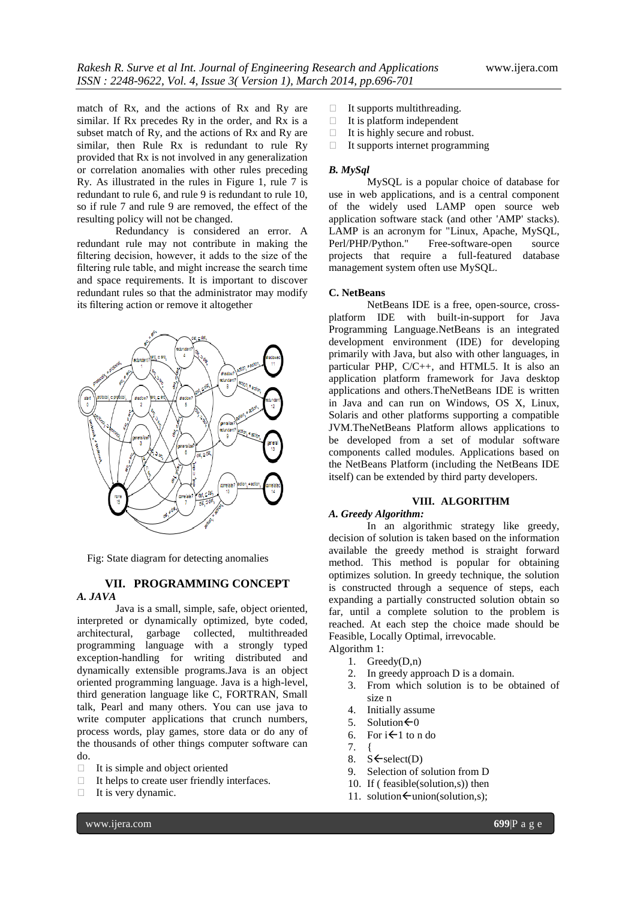match of Rx, and the actions of Rx and Ry are similar. If Rx precedes Ry in the order, and Rx is a subset match of Ry, and the actions of Rx and Ry are similar, then Rule Rx is redundant to rule Ry provided that Rx is not involved in any generalization or correlation anomalies with other rules preceding Ry. As illustrated in the rules in Figure 1, rule 7 is redundant to rule 6, and rule 9 is redundant to rule 10, so if rule 7 and rule 9 are removed, the effect of the resulting policy will not be changed.

Redundancy is considered an error. A redundant rule may not contribute in making the filtering decision, however, it adds to the size of the filtering rule table, and might increase the search time and space requirements. It is important to discover redundant rules so that the administrator may modify its filtering action or remove it altogether

Fig: State diagram for detecting anomalies

## VII. PROGRAMMING CONCEPT

### A. JAVA

Java is a small, simple, safe, object oriented, interpreted or dynamically optimized, byte coded, architectural, garbage collected, multithreaded programming language with a strongly typed exception-handling for writing distributed and dynamically extensible programs.Java is an object oriented programming language. Java is a high-level, third generation language like C, FORTRAN, Small talk, Pearl and many others. You can use java to write computer applications that crunch numbers, process words, play games, store data or do any of the thousands of other things computer software can do.

- It is simple and object oriented
- It helps to create user friendly interfaces.
- It is very dynamic.
- It supports multithreading.
- It is platform independent
- It is highly secure and robust.
- It supports internet programming

### B. MySql

MySQL is a popular choice of database for use in web applications, and is a central component of the widely used LAMP open source web application software stack (and other 'AMP' stacks). LAMP is an acronym for "Linux, Apache, MySQL, Perl/PHP/Python." Free-software-open source projects that require a full-featured database management system often use MySQL.

### C. NetBeans

NetBeans IDE is a free, open-source, cross-platform IDE with built-in-support for Java Programming Language.NetBeans is an integrated development environment (IDE) for developing primarily with Java, but also with other languages, in particular PHP, C/C++, and HTML5. It is also an application platform framework for Java desktop applications and others.TheNetBeans IDE is written in Java and can run on Windows, OS X, Linux, Solaris and other platforms supporting a compatible JVM.TheNetBeans Platform allows applications to be developed from a set of modular software components called modules. Applications based on the NetBeans Platform (including the NetBeans IDE itself) can be extended by third party developers.

## VIII. ALGORITHM

### A. Greedy Algorithm:

In an algorithmic strategy like greedy, decision of solution is taken based on the information available the greedy method is straight forward method. This method is popular for obtaining optimizes solution. In greedy technique, the solution is constructed through a sequence of steps, each expanding a partially constructed solution obtain so far, until a complete solution to the problem is reached. At each step the choice made should be Feasible, Locally Optimal, irrevocable.

Algorithm 1:

1. Greedy(D,n)
2. In greedy approach D is a domain.
3. From which solution is to be obtained of size n
4. Initially assume
5. Solution←0
6. For i←1 to n do
7. {
8. S←select(D)
9. Selection of solution from D
10. If ( feasible(solution,s)) then
11. solution←union(solution,s);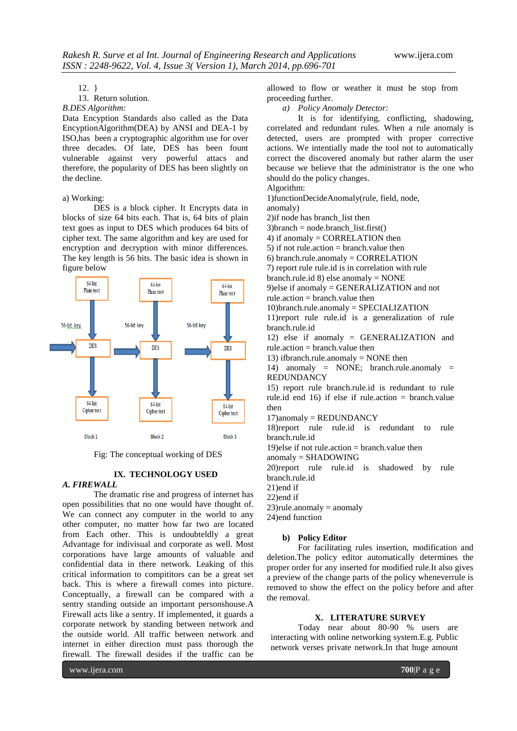12. }
13. Return solution.

*B.DES Algorithm:*

Data Encryption Standards also called as the Data EncryptionAlgorithm(DEA) by ANSI and DEA-1 by ISO,has been a cryptographic algorithm use for over three decades. Of late, DES has been fount vulnerable against very powerful attacs and therefore, the popularity of DES has been slightly on the decline.

a) Working:

DES is a block cipher. It Encrypts data in blocks of size 64 bits each. That is, 64 bits of plain text goes as input to DES which produces 64 bits of cipher text. The same algorithm and key are used for encryption and decryption with minor differences. The key length is 56 bits. The basic idea is shown in figure below

Fig: The conceptual working of DES

## IX. TECHNOLOGY USED

### *A. FIREWALL*

The dramatic rise and progress of internet has open possibilities that no one would have thought of. We can connect any computer in the world to any other computer, no matter how far two are located from Each other. This is undoubteldly a great Advantage for indivisual and corporate as well. Most corporations have large amounts of valuable and confidential data in there network. Leaking of this critical information to compititors can be a great set back. This is where a firewall comes into picture. Conceptually, a firewall can be compared with a sentry standing outside an important personshouse.A Firewall acts like a sentry. If implemented, it guards a corporate network by standing between network and the outside world. All traffic between network and internet in either direction must pass thorough the firewall. The firewall desides if the traffic can be allowed to flow or weather it must be stop from proceeding further.

*a) Policy Anomaly Detector:*

It is for identifying, conflicting, shadowing, correlated and redundant rules. When a rule anomaly is detected, users are prompted with proper corrective actions. We intentially made the tool not to automatically correct the discovered anomaly but rather alarm the user because we believe that the administrator is the one who should do the policy changes.

Algorithm:

1)functionDecideAnomaly(rule, field, node, anomaly)
2)if node has branch_list then
3)branch = node.branch_list.first()
4) if anomaly = CORRELATION then
5) if not rule.action = branch.value then
6) branch.rule.anomaly = CORRELATION
7) report rule rule.id is in correlation with rule branch.rule.id 8) else anomaly = NONE
9)else if anomaly = GENERALIZATION and not rule.action = branch.value then
10)branch.rule.anomaly = SPECIALIZATION
11)report rule rule.id is a generalization of rule branch.rule.id
12) else if anomaly = GENERALIZATION and rule.action = branch.value then
13) ifbranch.rule.anomaly = NONE then
14) anomaly = NONE; branch.rule.anomaly = REDUNDANCY
15) report rule branch.rule.id is redundant to rule rule.id end 16) if else if rule.action = branch.value then
17)anomaly = REDUNDANCY
18)report rule rule.id is redundant to rule branch.rule.id
19)else if not rule.action = branch.value then anomaly = SHADOWING
20)report rule rule.id is shadowed by rule branch.rule.id
21)end if
22)end if
23)rule.anomaly = anomaly
24)end function

**b) Policy Editor**

For facilitating rules insertion, modification and deletion.The policy editor automatically determines the proper order for any inserted for modified rule.It also gives a preview of the change parts of the policy wheneverrule is removed to show the effect on the policy before and after the removal.

## X. LITERATURE SURVEY

Today near about 80-90 % users are interacting with online networking system.E.g. Public network verses private network.In that huge amount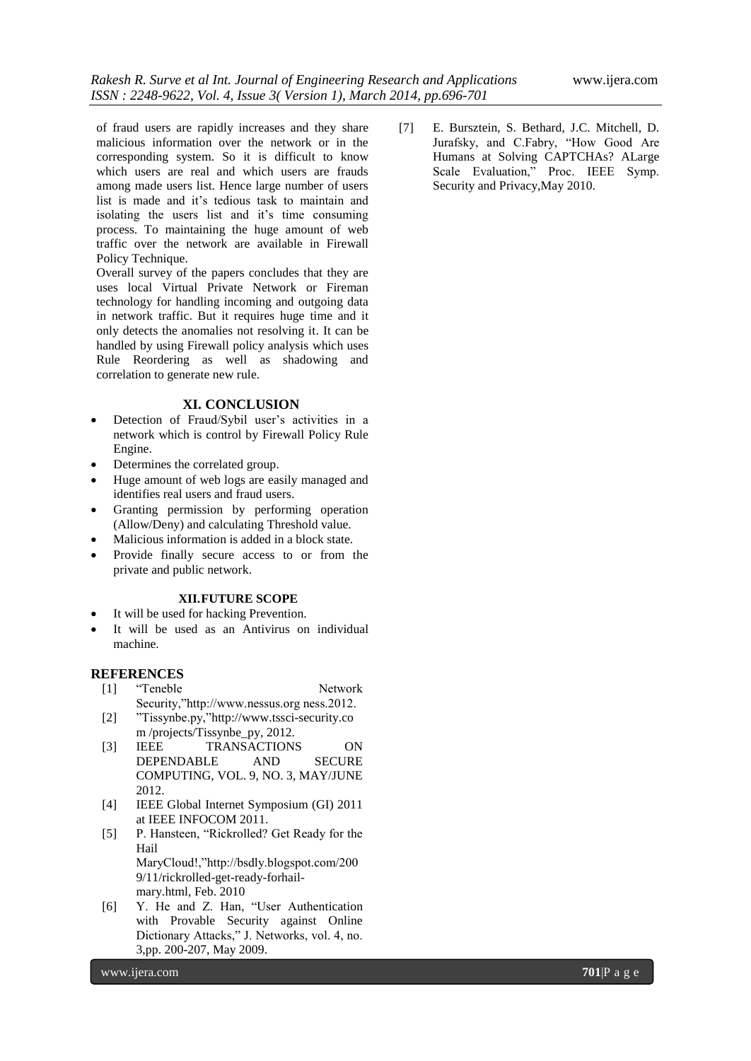of fraud users are rapidly increases and they share malicious information over the network or in the corresponding system. So it is difficult to know which users are real and which users are frauds among made users list. Hence large number of users list is made and it's tedious task to maintain and isolating the users list and it's time consuming process. To maintaining the huge amount of web traffic over the network are available in Firewall Policy Technique.

Overall survey of the papers concludes that they are uses local Virtual Private Network or Fireman technology for handling incoming and outgoing data in network traffic. But it requires huge time and it only detects the anomalies not resolving it. It can be handled by using Firewall policy analysis which uses Rule Reordering as well as shadowing and correlation to generate new rule.

## XI. CONCLUSION

- Detection of Fraud/Sybil user's activities in a network which is control by Firewall Policy Rule Engine.
- Determines the correlated group.
- Huge amount of web logs are easily managed and identifies real users and fraud users.
- Granting permission by performing operation (Allow/Deny) and calculating Threshold value.
- Malicious information is added in a block state.
- Provide finally secure access to or from the private and public network.

## XII.FUTURE SCOPE

- It will be used for hacking Prevention.
- It will be used as an Antivirus on individual machine.

## REFERENCES

[1] "Teneble Network Security,"http://www.nessus.org ness.2012.

[2] "Tissynbe.py,"http://www.tssci-security.com /projects/Tissynbe_py, 2012.

[3] IEEE TRANSACTIONS ON DEPENDABLE AND SECURE COMPUTING, VOL. 9, NO. 3, MAY/JUNE 2012.

[4] IEEE Global Internet Symposium (GI) 2011 at IEEE INFOCOM 2011.

[5] P. Hansteen, "Rickrolled? Get Ready for the Hail MaryCloud!,"http://bsdly.blogspot.com/2009/11/rickrolled-get-ready-forhail-mary.html, Feb. 2010

[6] Y. He and Z. Han, "User Authentication with Provable Security against Online Dictionary Attacks," J. Networks, vol. 4, no. 3,pp. 200-207, May 2009.

[7] E. Bursztein, S. Bethard, J.C. Mitchell, D. Jurafsky, and C.Fabry, "How Good Are Humans at Solving CAPTCHAs? ALarge Scale Evaluation," Proc. IEEE Symp. Security and Privacy,May 2010.